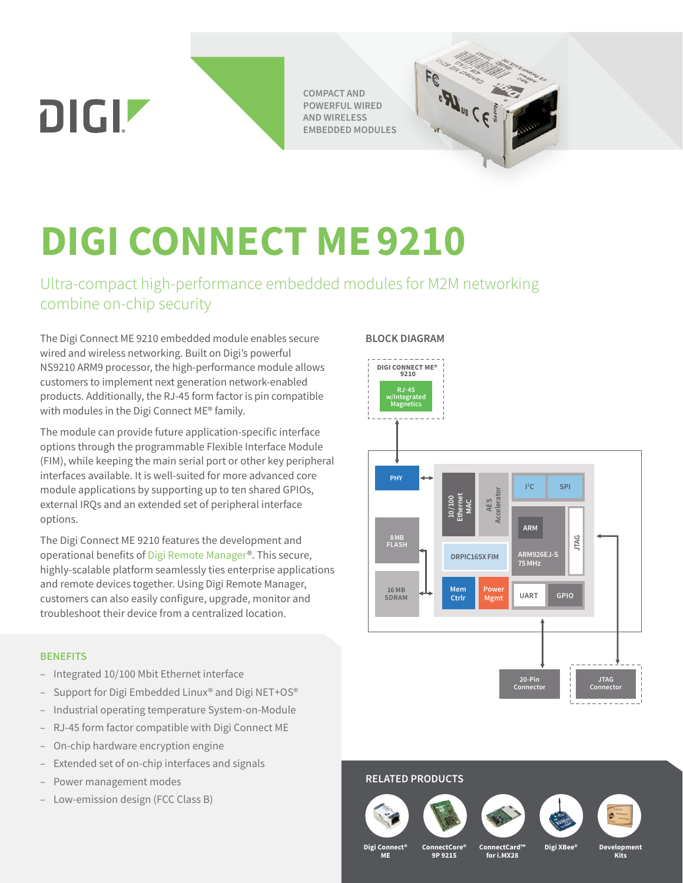DIGI

COMPACT AND POWERFUL WIRED AND WIRELESS EMBEDDED MODULES

# DIGI CONNECT ME 9210

## Ultra-compact high-performance embedded modules for M2M networking combine on-chip security

The Digi Connect ME 9210 embedded module enables secure wired and wireless networking. Built on Digi's powerful NS9210 ARM9 processor, the high-performance module allows customers to implement next generation network-enabled products. Additionally, the RJ-45 form factor is pin compatible with modules in the Digi Connect ME® family.

The module can provide future application-specific interface options through the programmable Flexible Interface Module (FIM), while keeping the main serial port or other key peripheral interfaces available. It is well-suited for more advanced core module applications by supporting up to ten shared GPIOs, external IRQs and an extended set of peripheral interface options.

The Digi Connect ME 9210 features the development and operational benefits of Digi Remote Manager®. This secure, highly-scalable platform seamlessly ties enterprise applications and remote devices together. Using Digi Remote Manager, customers can also easily configure, upgrade, monitor and troubleshoot their device from a centralized location.

### BENEFITS

- Integrated 10/100 Mbit Ethernet interface
- Support for Digi Embedded Linux® and Digi NET+OS®
- Industrial operating temperature System-on-Module
- RJ-45 form factor compatible with Digi Connect ME
- On-chip hardware encryption engine
- Extended set of on-chip interfaces and signals
- Power management modes
- Low-emission design (FCC Class B)

### BLOCK DIAGRAM

DIGI CONNECT ME® 9210: RJ-45 w/Integrated Magnetics; PHY; 8 MB FLASH; 16 MB SDRAM; 10/100 Ethernet MAC; AES Accelerator; I²C; SPI; ARM; ARM926EJ-S 75 MHz; JTAG; DRPIC165X FIM; Mem Ctrlr; Power Mgmt; UART; GPIO; 20-Pin Connector; JTAG Connector

### RELATED PRODUCTS

Digi Connect® ME · ConnectCore® 9P 9215 · ConnectCard™ for i.MX28 · Digi XBee® · Development Kits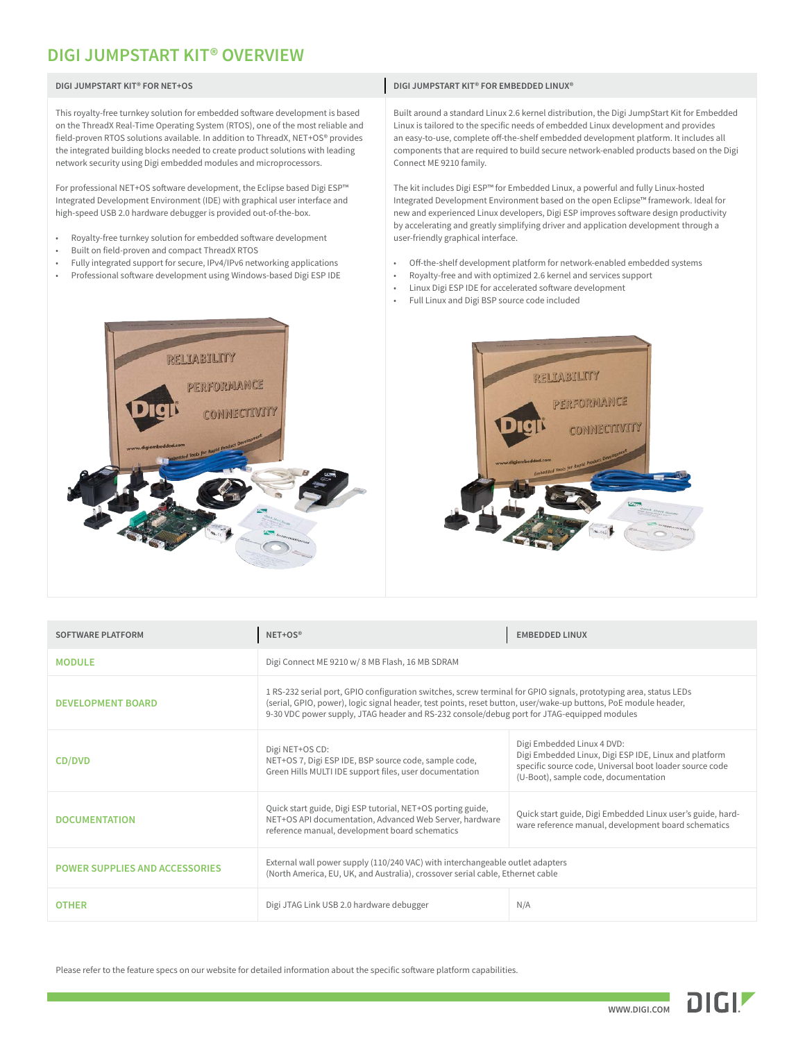# DIGI JUMPSTART KIT® OVERVIEW

## DIGI JUMPSTART KIT® FOR NET+OS

This royalty-free turnkey solution for embedded software development is based on the ThreadX Real-Time Operating System (RTOS), one of the most reliable and field-proven RTOS solutions available. In addition to ThreadX, NET+OS® provides the integrated building blocks needed to create product solutions with leading network security using Digi embedded modules and microprocessors.

For professional NET+OS software development, the Eclipse based Digi ESP™ Integrated Development Environment (IDE) with graphical user interface and high-speed USB 2.0 hardware debugger is provided out-of-the-box.

- Royalty-free turnkey solution for embedded software development
- Built on field-proven and compact ThreadX RTOS
- Fully integrated support for secure, IPv4/IPv6 networking applications
- Professional software development using Windows-based Digi ESP IDE

## DIGI JUMPSTART KIT® FOR EMBEDDED LINUX®

Built around a standard Linux 2.6 kernel distribution, the Digi JumpStart Kit for Embedded Linux is tailored to the specific needs of embedded Linux development and provides an easy-to-use, complete off-the-shelf embedded development platform. It includes all components that are required to build secure network-enabled products based on the Digi Connect ME 9210 family.

The kit includes Digi ESP™ for Embedded Linux, a powerful and fully Linux-hosted Integrated Development Environment based on the open Eclipse™ framework. Ideal for new and experienced Linux developers, Digi ESP improves software design productivity by accelerating and greatly simplifying driver and application development through a user-friendly graphical interface.

- Off-the-shelf development platform for network-enabled embedded systems
- Royalty-free and with optimized 2.6 kernel and services support
- Linux Digi ESP IDE for accelerated software development
- Full Linux and Digi BSP source code included

| SOFTWARE PLATFORM | NET+OS® | EMBEDDED LINUX |
|---|---|---|
| MODULE | Digi Connect ME 9210 w/ 8 MB Flash, 16 MB SDRAM | |
| DEVELOPMENT BOARD | 1 RS-232 serial port, GPIO configuration switches, screw terminal for GPIO signals, prototyping area, status LEDs (serial, GPIO, power), logic signal header, test points, reset button, user/wake-up buttons, PoE module header, 9-30 VDC power supply, JTAG header and RS-232 console/debug port for JTAG-equipped modules | |
| CD/DVD | Digi NET+OS CD: NET+OS 7, Digi ESP IDE, BSP source code, sample code, Green Hills MULTI IDE support files, user documentation | Digi Embedded Linux 4 DVD: Digi Embedded Linux, Digi ESP IDE, Linux and platform specific source code, Universal boot loader source code (U-Boot), sample code, documentation |
| DOCUMENTATION | Quick start guide, Digi ESP tutorial, NET+OS porting guide, NET+OS API documentation, Advanced Web Server, hardware reference manual, development board schematics | Quick start guide, Digi Embedded Linux user's guide, hardware reference manual, development board schematics |
| POWER SUPPLIES AND ACCESSORIES | External wall power supply (110/240 VAC) with interchangeable outlet adapters (North America, EU, UK, and Australia), crossover serial cable, Ethernet cable | |
| OTHER | Digi JTAG Link USB 2.0 hardware debugger | N/A |

Please refer to the feature specs on our website for detailed information about the specific software platform capabilities.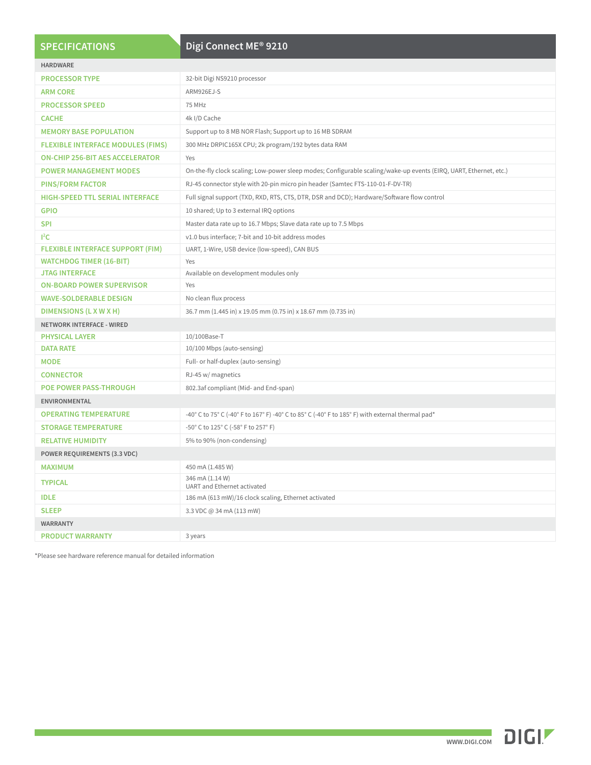| SPECIFICATIONS | Digi Connect ME® 9210 |
|---|---|
| **HARDWARE** | |
| PROCESSOR TYPE | 32-bit Digi NS9210 processor |
| ARM CORE | ARM926EJ-S |
| PROCESSOR SPEED | 75 MHz |
| CACHE | 4k I/D Cache |
| MEMORY BASE POPULATION | Support up to 8 MB NOR Flash; Support up to 16 MB SDRAM |
| FLEXIBLE INTERFACE MODULES (FIMS) | 300 MHz DRPIC165X CPU; 2k program/192 bytes data RAM |
| ON-CHIP 256-BIT AES ACCELERATOR | Yes |
| POWER MANAGEMENT MODES | On-the-fly clock scaling; Low-power sleep modes; Configurable scaling/wake-up events (EIRQ, UART, Ethernet, etc.) |
| PINS/FORM FACTOR | RJ-45 connector style with 20-pin micro pin header (Samtec FTS-110-01-F-DV-TR) |
| HIGH-SPEED TTL SERIAL INTERFACE | Full signal support (TXD, RXD, RTS, CTS, DTR, DSR and DCD); Hardware/Software flow control |
| GPIO | 10 shared; Up to 3 external IRQ options |
| SPI | Master data rate up to 16.7 Mbps; Slave data rate up to 7.5 Mbps |
| I²C | v1.0 bus interface; 7-bit and 10-bit address modes |
| FLEXIBLE INTERFACE SUPPORT (FIM) | UART, 1-Wire, USB device (low-speed), CAN BUS |
| WATCHDOG TIMER (16-BIT) | Yes |
| JTAG INTERFACE | Available on development modules only |
| ON-BOARD POWER SUPERVISOR | Yes |
| WAVE-SOLDERABLE DESIGN | No clean flux process |
| DIMENSIONS (L X W X H) | 36.7 mm (1.445 in) x 19.05 mm (0.75 in) x 18.67 mm (0.735 in) |
| **NETWORK INTERFACE - WIRED** | |
| PHYSICAL LAYER | 10/100Base-T |
| DATA RATE | 10/100 Mbps (auto-sensing) |
| MODE | Full- or half-duplex (auto-sensing) |
| CONNECTOR | RJ-45 w/ magnetics |
| POE POWER PASS-THROUGH | 802.3af compliant (Mid- and End-span) |
| **ENVIRONMENTAL** | |
| OPERATING TEMPERATURE | -40° C to 75° C (-40° F to 167° F) -40° C to 85° C (-40° F to 185° F) with external thermal pad* |
| STORAGE TEMPERATURE | -50° C to 125° C (-58° F to 257° F) |
| RELATIVE HUMIDITY | 5% to 90% (non-condensing) |
| **POWER REQUIREMENTS (3.3 VDC)** | |
| MAXIMUM | 450 mA (1.485 W) |
| TYPICAL | 346 mA (1.14 W) UART and Ethernet activated |
| IDLE | 186 mA (613 mW)/16 clock scaling, Ethernet activated |
| SLEEP | 3.3 VDC @ 34 mA (113 mW) |
| **WARRANTY** | |
| PRODUCT WARRANTY | 3 years |

*Please see hardware reference manual for detailed information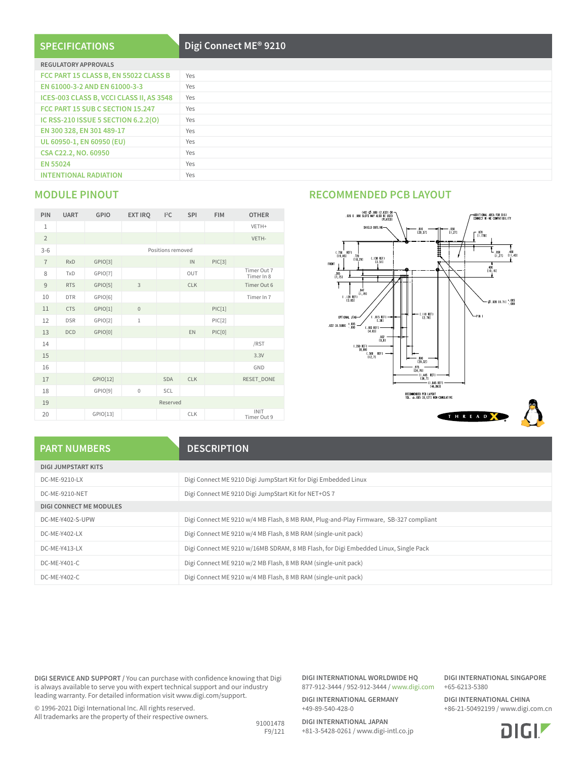## SPECIFICATIONS — Digi Connect ME® 9210

| REGULATORY APPROVALS | |
|---|---|
| FCC PART 15 CLASS B, EN 55022 CLASS B | Yes |
| EN 61000-3-2 AND EN 61000-3-3 | Yes |
| ICES-003 CLASS B, VCCI CLASS II, AS 3548 | Yes |
| FCC PART 15 SUB C SECTION 15.247 | Yes |
| IC RSS-210 ISSUE 5 SECTION 6.2.2(O) | Yes |
| EN 300 328, EN 301 489-17 | Yes |
| UL 60950-1, EN 60950 (EU) | Yes |
| CSA C22.2, NO. 60950 | Yes |
| EN 55024 | Yes |
| INTENTIONAL RADIATION | Yes |

## MODULE PINOUT

| PIN | UART | GPIO | EXT IRQ | I²C | SPI | FIM | OTHER |
|---|---|---|---|---|---|---|---|
| 1 | | | | | | | VETH+ |
| 2 | | | | | | | VETH- |
| 3-6 | Positions removed | | | | | | |
| 7 | RxD | GPIO[3] | | | IN | PIC[3] | |
| 8 | TxD | GPIO[7] | | | OUT | | Timer Out 7 Timer In 8 |
| 9 | RTS | GPIO[5] | 3 | | CLK | | Timer Out 6 |
| 10 | DTR | GPIO[6] | | | | | Timer In 7 |
| 11 | CTS | GPIO[1] | 0 | | | PIC[1] | |
| 12 | DSR | GPIO[2] | 1 | | | PIC[2] | |
| 13 | DCD | GPIO[0] | | | EN | PIC[0] | |
| 14 | | | | | | | /RST |
| 15 | | | | | | | 3.3V |
| 16 | | | | | | | GND |
| 17 | | GPIO[12] | | SDA | CLK | | RESET_DONE |
| 18 | | GPIO[9] | 0 | SCL | | | |
| 19 | Reserved | | | | | | |
| 20 | | GPIO[13] | | | CLK | | INIT Timer Out 9 |

## RECOMMENDED PCB LAYOUT

RECOMMENDED PCB LAYOUT
TOL. ±.005 [0.127] NON-CUMULATIVE

## PART NUMBERS

| PART NUMBERS | DESCRIPTION |
|---|---|
| **DIGI JUMPSTART KITS** | |
| DC-ME-9210-LX | Digi Connect ME 9210 Digi JumpStart Kit for Digi Embedded Linux |
| DC-ME-9210-NET | Digi Connect ME 9210 Digi JumpStart Kit for NET+OS 7 |
| **DIGI CONNECT ME MODULES** | |
| DC-ME-Y402-S-UPW | Digi Connect ME 9210 w/4 MB Flash, 8 MB RAM, Plug-and-Play Firmware, SB-327 compliant |
| DC-ME-Y402-LX | Digi Connect ME 9210 w/4 MB Flash, 8 MB RAM (single-unit pack) |
| DC-ME-Y413-LX | Digi Connect ME 9210 w/16MB SDRAM, 8 MB Flash, for Digi Embedded Linux, Single Pack |
| DC-ME-Y401-C | Digi Connect ME 9210 w/2 MB Flash, 8 MB RAM (single-unit pack) |
| DC-ME-Y402-C | Digi Connect ME 9210 w/4 MB Flash, 8 MB RAM (single-unit pack) |

**DIGI SERVICE AND SUPPORT** / You can purchase with confidence knowing that Digi is always available to serve you with expert technical support and our industry leading warranty. For detailed information visit www.digi.com/support.

© 1996-2021 Digi International Inc. All rights reserved.
All trademarks are the property of their respective owners.

91001478
F9/121

**DIGI INTERNATIONAL WORLDWIDE HQ**
877-912-3444 / 952-912-3444 / www.digi.com

**DIGI INTERNATIONAL GERMANY**
+49-89-540-428-0

**DIGI INTERNATIONAL JAPAN**
+81-3-5428-0261 / www.digi-intl.co.jp

**DIGI INTERNATIONAL SINGAPORE**
+65-6213-5380

**DIGI INTERNATIONAL CHINA**
+86-21-50492199 / www.digi.com.cn